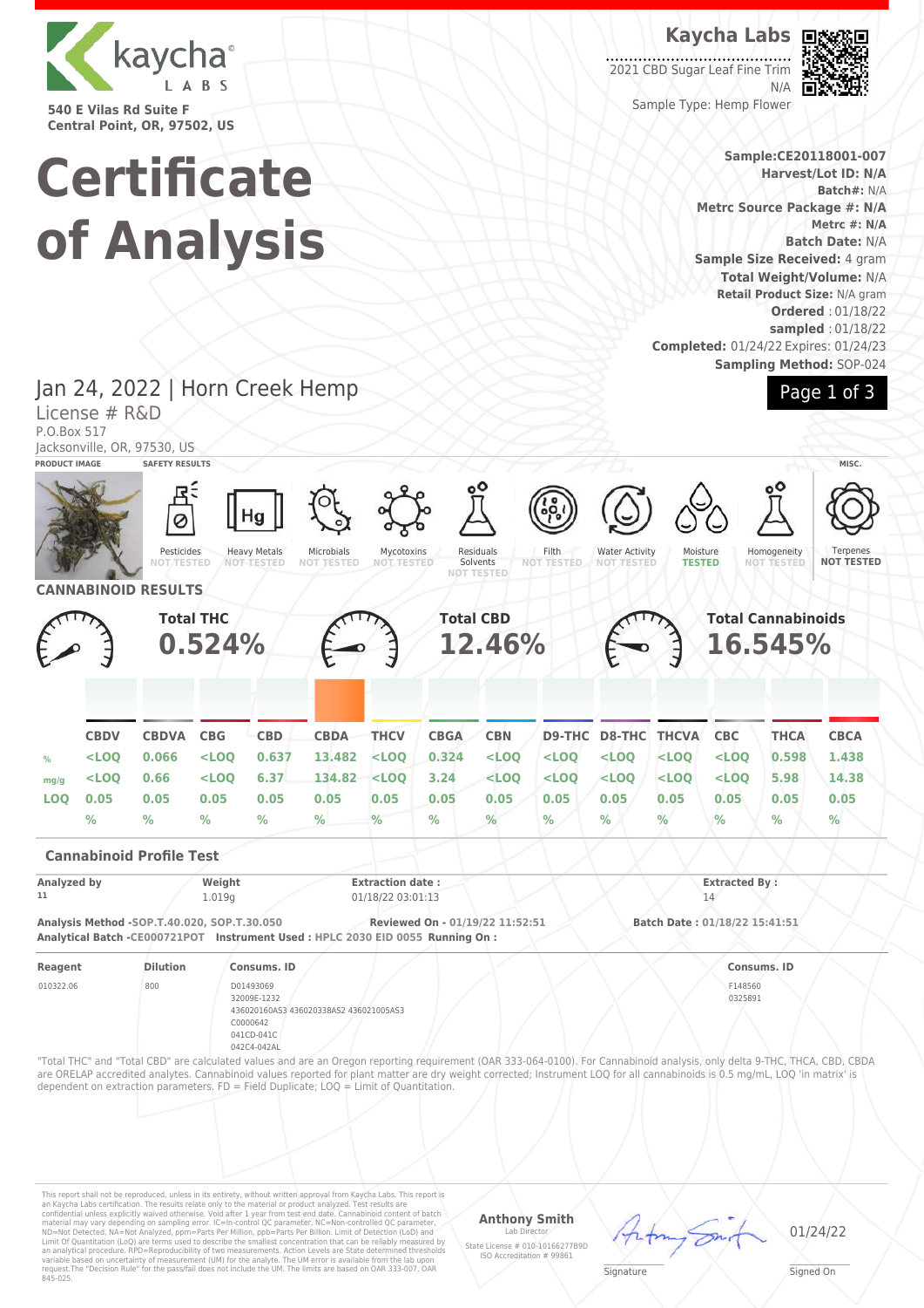kaycha LABS

540 E Vilas Rd Suite F
Central Point, OR, 97502, US

# Certificate of Analysis

**Kaycha Labs**

2021 CBD Sugar Leaf Fine Trim
N/A
Sample Type: Hemp Flower

**Sample:CE20118001-007**
**Harvest/Lot ID: N/A**
**Batch#:** N/A
**Metrc Source Package #: N/A**
**Metrc #: N/A**
**Batch Date:** N/A
**Sample Size Received:** 4 gram
**Total Weight/Volume:** N/A
**Retail Product Size:** N/A gram
**Ordered** : 01/18/22
**sampled** : 01/18/22
**Completed:** 01/24/22 Expires: 01/24/23
**Sampling Method:** SOP-024

## Jan 24, 2022 | Horn Creek Hemp

License # R&D
P.O.Box 517
Jacksonville, OR, 97530, US

**PRODUCT IMAGE** | **SAFETY RESULTS** | **MISC.**

| Pesticides | Heavy Metals | Microbials | Mycotoxins | Residuals Solvents | Filth | Water Activity | Moisture | Homogeneity | Terpenes |
|---|---|---|---|---|---|---|---|---|---|
| NOT TESTED | NOT TESTED | NOT TESTED | NOT TESTED | NOT TESTED | NOT TESTED | NOT TESTED | TESTED | NOT TESTED | NOT TESTED |

## CANNABINOID RESULTS

**Total THC** 0.524% | **Total CBD** 12.46% | **Total Cannabinoids** 16.545%

| | CBDV | CBDVA | CBG | CBD | CBDA | THCV | CBGA | CBN | D9-THC | D8-THC | THCVA | CBC | THCA | CBCA |
|---|---|---|---|---|---|---|---|---|---|---|---|---|---|---|
| % | <LOQ | 0.066 | <LOQ | 0.637 | 13.482 | <LOQ | 0.324 | <LOQ | <LOQ | <LOQ | <LOQ | <LOQ | 0.598 | 1.438 |
| mg/g | <LOQ | 0.66 | <LOQ | 6.37 | 134.82 | <LOQ | 3.24 | <LOQ | <LOQ | <LOQ | <LOQ | <LOQ | 5.98 | 14.38 |
| LOQ | 0.05 % | 0.05 % | 0.05 % | 0.05 % | 0.05 % | 0.05 % | 0.05 % | 0.05 % | 0.05 % | 0.05 % | 0.05 % | 0.05 % | 0.05 % | 0.05 % |

### Cannabinoid Profile Test

| Analyzed by | Weight | Extraction date : | Extracted By : |
|---|---|---|---|
| 11 | 1.019g | 01/18/22 03:01:13 | 14 |

**Analysis Method** -SOP.T.40.020, SOP.T.30.050 | **Reviewed On** - 01/19/22 11:52:51 | **Batch Date** : 01/18/22 15:41:51
**Analytical Batch** -CE000721POT **Instrument Used** : HPLC 2030 EID 0055 **Running On** :

| Reagent | Dilution | Consums. ID | Consums. ID |
|---|---|---|---|
| 010322.06 | 800 | D01493069<br>32009E-1232<br>436020160AS3 436020338AS2 436021005AS3<br>C0000642<br>041CD-041C<br>042C4-042AL | F148560<br>0325891 |

"Total THC" and "Total CBD" are calculated values and are an Oregon reporting requirement (OAR 333-064-0100). For Cannabinoid analysis, only delta 9-THC, THCA, CBD, CBDA are ORELAP accredited analytes. Cannabinoid values reported for plant matter are dry weight corrected; Instrument LOQ for all cannabinoids is 0.5 mg/mL, LOQ 'in matrix' is dependent on extraction parameters. FD = Field Duplicate; LOQ = Limit of Quantitation.

This report shall not be reproduced, unless in its entirety, without written approval from Kaycha Labs. This report is an Kaycha Labs certification. The results relate only to the material or product analyzed. Test results are confidential unless explicitly waived otherwise. Void after 1 year from test end date. Cannabinoid content of batch material may vary depending on sampling error. IC=In-control QC parameter, NC=Non-controlled QC parameter, ND=Not Detected, NA=Not Analyzed, ppm=Parts Per Million, ppb=Parts Per Billion. Limit of Detection (LoD) and Limit Of Quantitation (LoQ) are terms used to describe the smallest concentration that can be reliably measured by an analytical procedure. RPD=Reproducibility of two measurements. Action Levels are State determined thresholds variable based on uncertainty of measurement (UM) for the analyte. The UM error is available from the lab upon request.The "Decision Rule" for the pass/fail does not include the UM. The limits are based on OAR 333-007, OAR 845-025.

**Anthony Smith**
Lab Director
State License # 010-10166277B9D
ISO Accreditation # 99861

Signature | 01/24/22 Signed On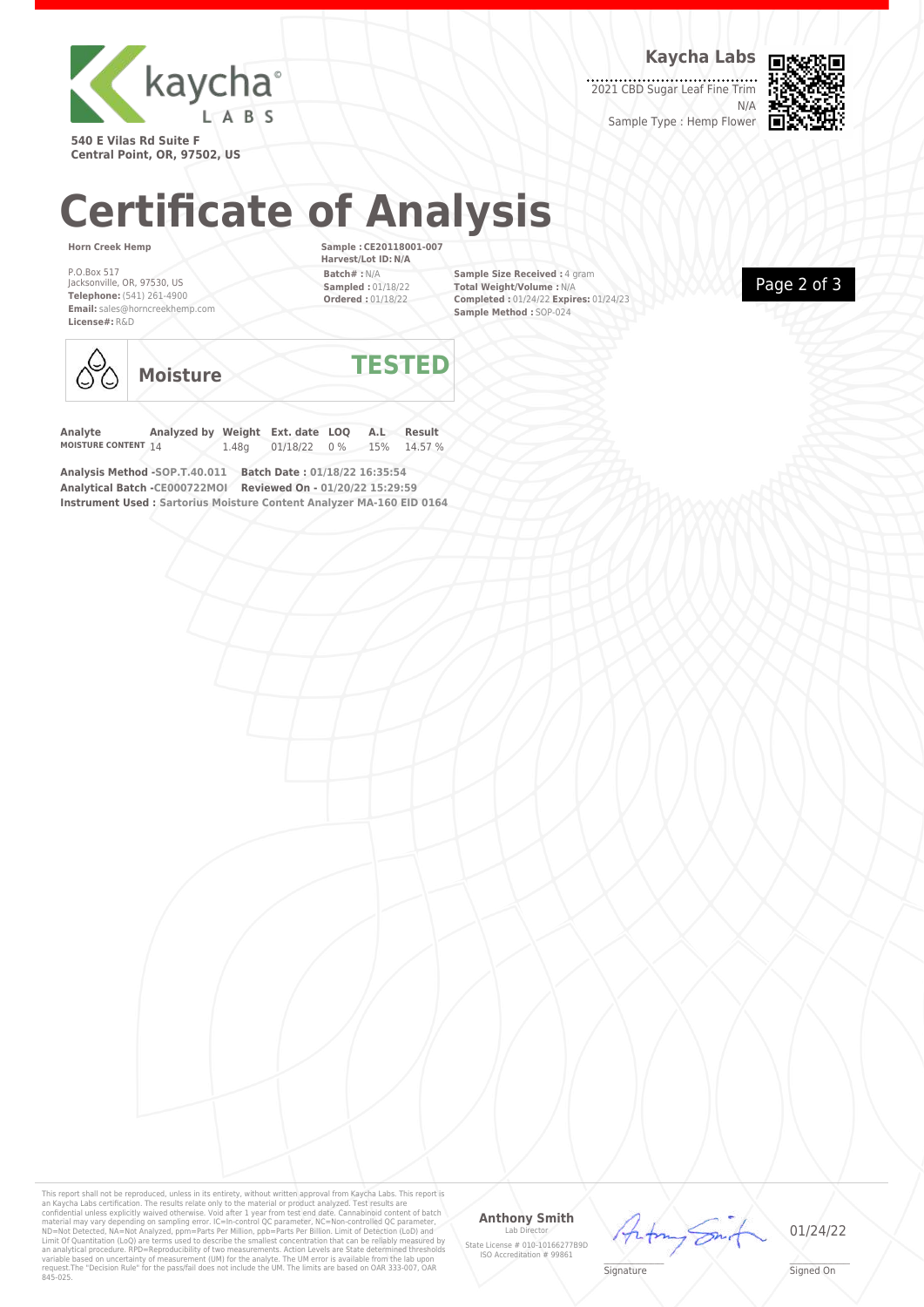540 E Vilas Rd Suite F
Central Point, OR, 97502, US

**Kaycha Labs**

2021 CBD Sugar Leaf Fine Trim
N/A
Sample Type : Hemp Flower

# Certificate of Analysis

**Horn Creek Hemp**

P.O.Box 517
Jacksonville, OR, 97530, US
**Telephone:** (541) 261-4900
**Email:** sales@horncreekhemp.com
**License#:** R&D

**Sample : CE20118001-007**
**Harvest/Lot ID: N/A**
**Batch# :** N/A
**Sampled :** 01/18/22
**Ordered :** 01/18/22

**Sample Size Received :** 4 gram
**Total Weight/Volume :** N/A
**Completed :** 01/24/22 **Expires:** 01/24/23
**Sample Method :** SOP-024

## Moisture — TESTED

| Analyte | Analyzed by | Weight | Ext. date | LOQ | A.L | Result |
|---|---|---|---|---|---|---|
| MOISTURE CONTENT | 14 | 1.48g | 01/18/22 | 0 % | 15% | 14.57 % |

**Analysis Method -SOP.T.40.011** **Batch Date : 01/18/22 16:35:54**
**Analytical Batch -CE000722MOI** **Reviewed On - 01/20/22 15:29:59**
**Instrument Used : Sartorius Moisture Content Analyzer MA-160 EID 0164**

This report shall not be reproduced, unless in its entirety, without written approval from Kaycha Labs. This report is an Kaycha Labs certification. The results relate only to the material or product analyzed. Test results are confidential unless explicitly waived otherwise. Void after 1 year from test end date. Cannabinoid content of batch material may vary depending on sampling error. IC=In-control QC parameter, NC=Non-controlled QC parameter, ND=Not Detected, NA=Not Analyzed, ppm=Parts Per Million, ppb=Parts Per Billion. Limit of Detection (LoD) and Limit Of Quantitation (LoQ) are terms used to describe the smallest concentration that can be reliably measured by an analytical procedure. RPD=Reproducibility of two measurements. Action Levels are State determined thresholds variable based on uncertainty of measurement (UM) for the analyte. The UM error is available from the lab upon request.The "Decision Rule" for the pass/fail does not include the UM. The limits are based on OAR 333-007, OAR 845-025.

**Anthony Smith**
Lab Director
State License # 010-10166277B9D
ISO Accreditation # 99861

Signature

01/24/22
Signed On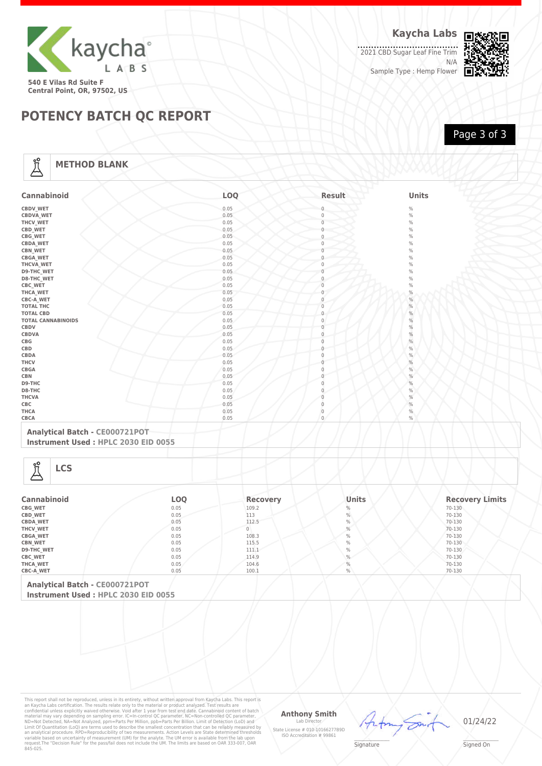kaycha LABS

540 E Vilas Rd Suite F
Central Point, OR, 97502, US

**Kaycha Labs**

2021 CBD Sugar Leaf Fine Trim
N/A
Sample Type : Hemp Flower

# POTENCY BATCH QC REPORT

## METHOD BLANK

| Cannabinoid | LOQ | Result | Units |
|---|---|---|---|
| CBDV_WET | 0.05 | 0 | % |
| CBDVA_WET | 0.05 | 0 | % |
| THCV_WET | 0.05 | 0 | % |
| CBD_WET | 0.05 | 0 | % |
| CBG_WET | 0.05 | 0 | % |
| CBDA_WET | 0.05 | 0 | % |
| CBN_WET | 0.05 | 0 | % |
| CBGA_WET | 0.05 | 0 | % |
| THCVA_WET | 0.05 | 0 | % |
| D9-THC_WET | 0.05 | 0 | % |
| D8-THC_WET | 0.05 | 0 | % |
| CBC_WET | 0.05 | 0 | % |
| THCA_WET | 0.05 | 0 | % |
| CBC-A_WET | 0.05 | 0 | % |
| TOTAL THC | 0.05 | 0 | % |
| TOTAL CBD | 0.05 | 0 | % |
| TOTAL CANNABINOIDS | 0.05 | 0 | % |
| CBDV | 0.05 | 0 | % |
| CBDVA | 0.05 | 0 | % |
| CBG | 0.05 | 0 | % |
| CBD | 0.05 | 0 | % |
| CBDA | 0.05 | 0 | % |
| THCV | 0.05 | 0 | % |
| CBGA | 0.05 | 0 | % |
| CBN | 0.05 | 0 | % |
| D9-THC | 0.05 | 0 | % |
| D8-THC | 0.05 | 0 | % |
| THCVA | 0.05 | 0 | % |
| CBC | 0.05 | 0 | % |
| THCA | 0.05 | 0 | % |
| CBCA | 0.05 | 0 | % |

**Analytical Batch - CE000721POT**
**Instrument Used : HPLC 2030 EID 0055**

## LCS

| Cannabinoid | LOQ | Recovery | Units | Recovery Limits |
|---|---|---|---|---|
| CBG_WET | 0.05 | 109.2 | % | 70-130 |
| CBD_WET | 0.05 | 113 | % | 70-130 |
| CBDA_WET | 0.05 | 112.5 | % | 70-130 |
| THCV_WET | 0.05 | 0 | % | 70-130 |
| CBGA_WET | 0.05 | 108.3 | % | 70-130 |
| CBN_WET | 0.05 | 115.5 | % | 70-130 |
| D9-THC_WET | 0.05 | 111.1 | % | 70-130 |
| CBC_WET | 0.05 | 114.9 | % | 70-130 |
| THCA_WET | 0.05 | 104.6 | % | 70-130 |
| CBC-A_WET | 0.05 | 100.1 | % | 70-130 |

**Analytical Batch - CE000721POT**
**Instrument Used : HPLC 2030 EID 0055**

This report shall not be reproduced, unless in its entirety, without written approval from Kaycha Labs. This report is an Kaycha Labs certification. The results relate only to the material or product analyzed. Test results are confidential unless explicitly waived otherwise. Void after 1 year from test end date. Cannabinoid content of batch material may vary depending on sampling error. IC=In-control QC parameter, NC=Non-controlled QC parameter, ND=Not Detected, NA=Not Analyzed, ppm=Parts Per Million, ppb=Parts Per Billion. Limit of Detection (LoD) and Limit Of Quantitation (LoQ) are terms used to describe the smallest concentration that can be reliably measured by an analytical procedure. RPD=Reproducibility of two measurements. Action Levels are State determined thresholds variable based on uncertainty of measurement (UM) for the analyte. The UM error is available from the lab upon request.The "Decision Rule" for the pass/fail does not include the UM. The limits are based on OAR 333-007, OAR 845-025.

**Anthony Smith**
Lab Director
State License # 010-10166277B9D
ISO Accreditation # 99861

Signature

01/24/22
Signed On